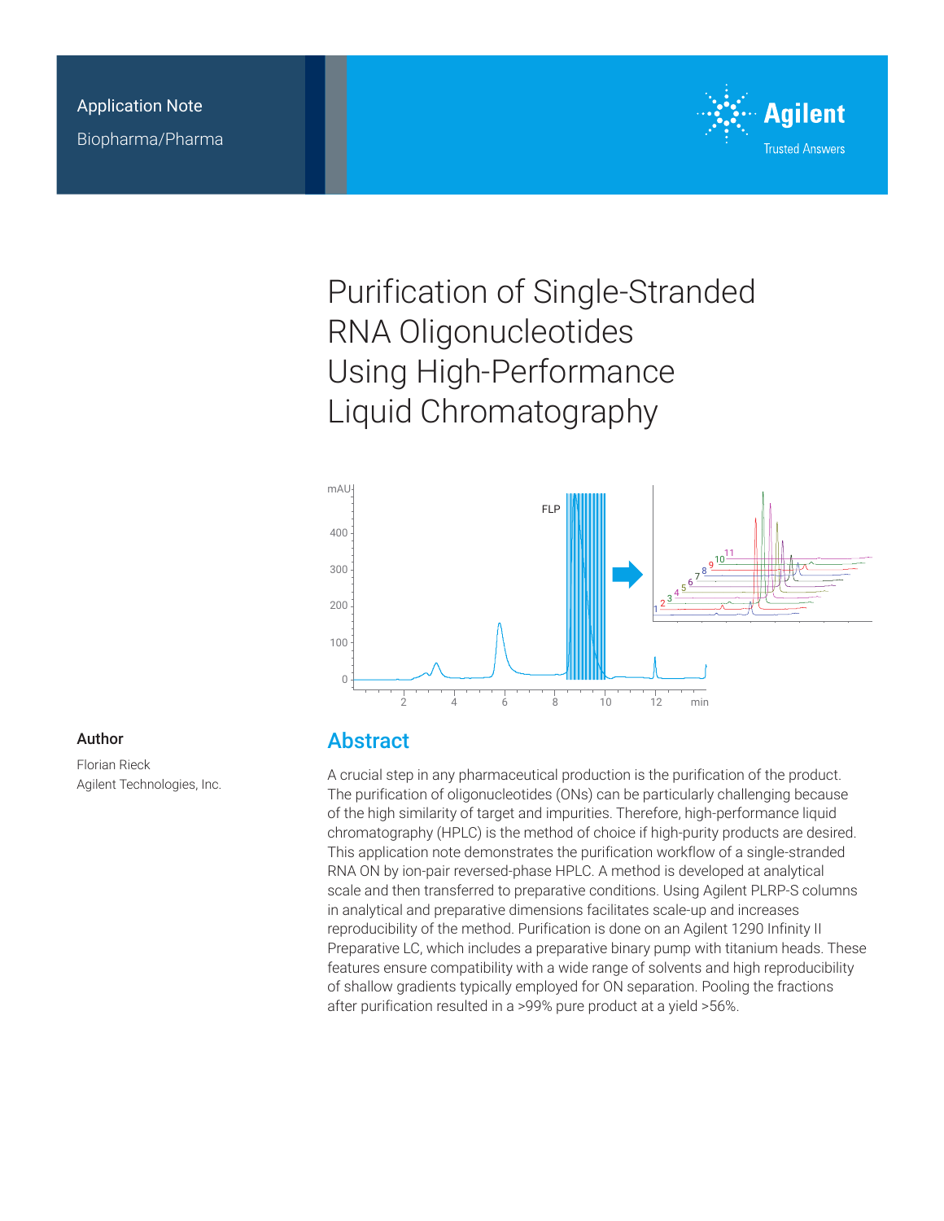Application Note

Biopharma/Pharma

# Purification of Single-Stranded RNA Oligonucleotides Using High-Performance Liquid Chromatography

## Author

Florian Rieck
Agilent Technologies, Inc.

## Abstract

A crucial step in any pharmaceutical production is the purification of the product. The purification of oligonucleotides (ONs) can be particularly challenging because of the high similarity of target and impurities. Therefore, high-performance liquid chromatography (HPLC) is the method of choice if high-purity products are desired. This application note demonstrates the purification workflow of a single-stranded RNA ON by ion-pair reversed-phase HPLC. A method is developed at analytical scale and then transferred to preparative conditions. Using Agilent PLRP-S columns in analytical and preparative dimensions facilitates scale-up and increases reproducibility of the method. Purification is done on an Agilent 1290 Infinity II Preparative LC, which includes a preparative binary pump with titanium heads. These features ensure compatibility with a wide range of solvents and high reproducibility of shallow gradients typically employed for ON separation. Pooling the fractions after purification resulted in a >99% pure product at a yield >56%.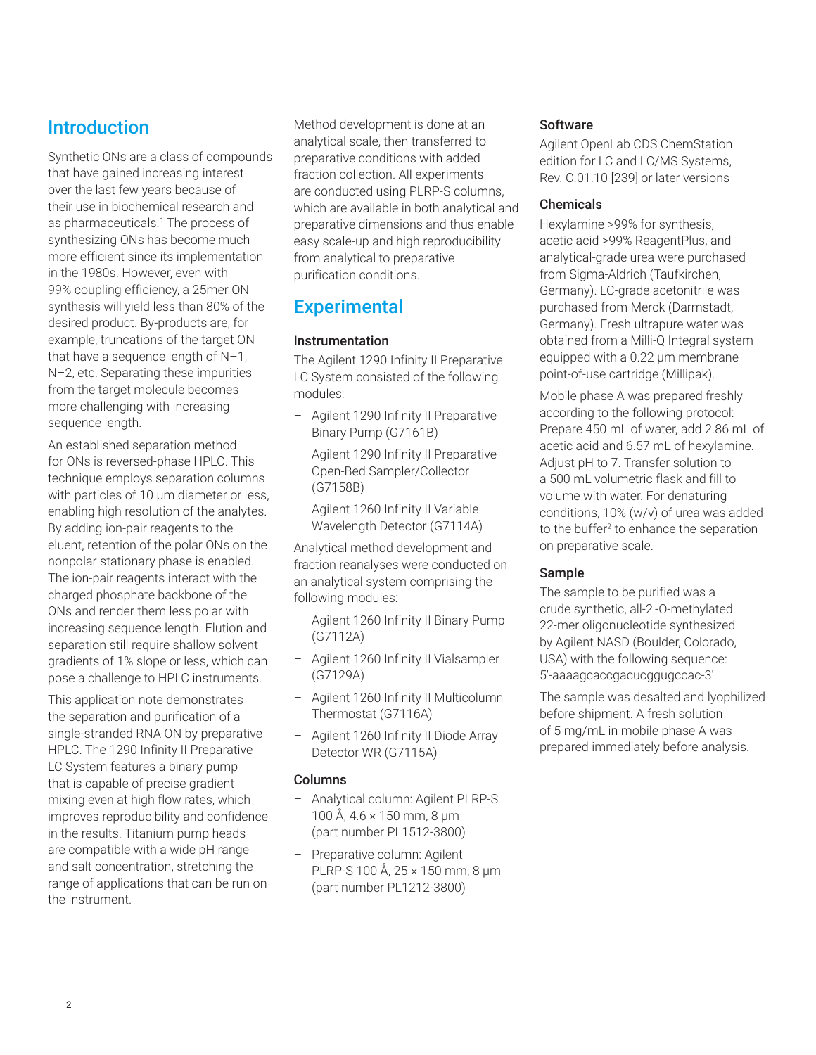## Introduction

Synthetic ONs are a class of compounds that have gained increasing interest over the last few years because of their use in biochemical research and as pharmaceuticals.[1] The process of synthesizing ONs has become much more efficient since its implementation in the 1980s. However, even with 99% coupling efficiency, a 25mer ON synthesis will yield less than 80% of the desired product. By-products are, for example, truncations of the target ON that have a sequence length of N–1, N–2, etc. Separating these impurities from the target molecule becomes more challenging with increasing sequence length.

An established separation method for ONs is reversed-phase HPLC. This technique employs separation columns with particles of 10 µm diameter or less, enabling high resolution of the analytes. By adding ion-pair reagents to the eluent, retention of the polar ONs on the nonpolar stationary phase is enabled. The ion-pair reagents interact with the charged phosphate backbone of the ONs and render them less polar with increasing sequence length. Elution and separation still require shallow solvent gradients of 1% slope or less, which can pose a challenge to HPLC instruments.

This application note demonstrates the separation and purification of a single-stranded RNA ON by preparative HPLC. The 1290 Infinity II Preparative LC System features a binary pump that is capable of precise gradient mixing even at high flow rates, which improves reproducibility and confidence in the results. Titanium pump heads are compatible with a wide pH range and salt concentration, stretching the range of applications that can be run on the instrument.

Method development is done at an analytical scale, then transferred to preparative conditions with added fraction collection. All experiments are conducted using PLRP-S columns, which are available in both analytical and preparative dimensions and thus enable easy scale-up and high reproducibility from analytical to preparative purification conditions.

## Experimental

### Instrumentation

The Agilent 1290 Infinity II Preparative LC System consisted of the following modules:

- Agilent 1290 Infinity II Preparative Binary Pump (G7161B)
- Agilent 1290 Infinity II Preparative Open-Bed Sampler/Collector (G7158B)
- Agilent 1260 Infinity II Variable Wavelength Detector (G7114A)

Analytical method development and fraction reanalyses were conducted on an analytical system comprising the following modules:

- Agilent 1260 Infinity II Binary Pump (G7112A)
- Agilent 1260 Infinity II Vialsampler (G7129A)
- Agilent 1260 Infinity II Multicolumn Thermostat (G7116A)
- Agilent 1260 Infinity II Diode Array Detector WR (G7115A)

### Columns

- Analytical column: Agilent PLRP-S 100 Å, 4.6 × 150 mm, 8 µm (part number PL1512-3800)
- Preparative column: Agilent PLRP-S 100 Å, 25 × 150 mm, 8 µm (part number PL1212-3800)

### Software

Agilent OpenLab CDS ChemStation edition for LC and LC/MS Systems, Rev. C.01.10 [239] or later versions

### Chemicals

Hexylamine >99% for synthesis, acetic acid >99% ReagentPlus, and analytical-grade urea were purchased from Sigma-Aldrich (Taufkirchen, Germany). LC-grade acetonitrile was purchased from Merck (Darmstadt, Germany). Fresh ultrapure water was obtained from a Milli-Q Integral system equipped with a 0.22 µm membrane point-of-use cartridge (Millipak).

Mobile phase A was prepared freshly according to the following protocol: Prepare 450 mL of water, add 2.86 mL of acetic acid and 6.57 mL of hexylamine. Adjust pH to 7. Transfer solution to a 500 mL volumetric flask and fill to volume with water. For denaturing conditions, 10% (w/v) of urea was added to the buffer[2] to enhance the separation on preparative scale.

### Sample

The sample to be purified was a crude synthetic, all-2'-O-methylated 22-mer oligonucleotide synthesized by Agilent NASD (Boulder, Colorado, USA) with the following sequence: 5'-aaaagcaccgacucggugccac-3'.

The sample was desalted and lyophilized before shipment. A fresh solution of 5 mg/mL in mobile phase A was prepared immediately before analysis.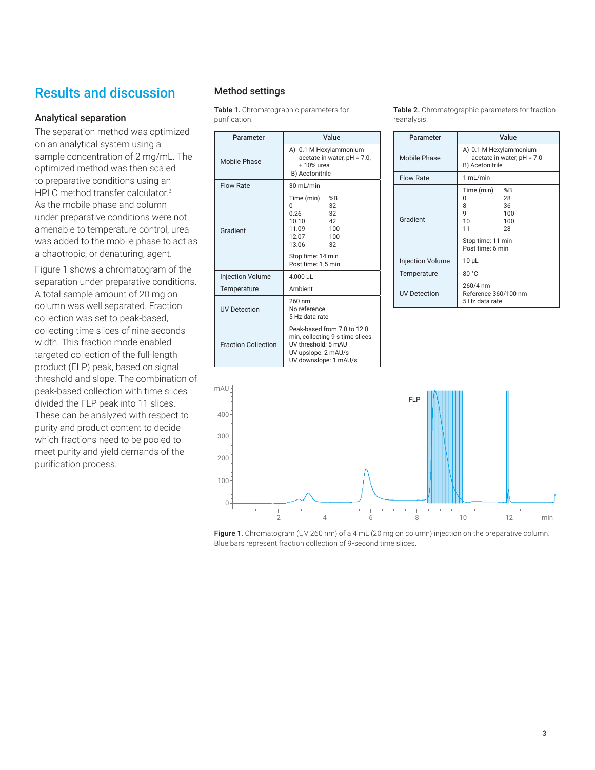## Results and discussion

### Analytical separation

The separation method was optimized on an analytical system using a sample concentration of 2 mg/mL. The optimized method was then scaled to preparative conditions using an HPLC method transfer calculator.[3] As the mobile phase and column under preparative conditions were not amenable to temperature control, urea was added to the mobile phase to act as a chaotropic, or denaturing, agent.

Figure 1 shows a chromatogram of the separation under preparative conditions. A total sample amount of 20 mg on column was well separated. Fraction collection was set to peak-based, collecting time slices of nine seconds width. This fraction mode enabled targeted collection of the full-length product (FLP) peak, based on signal threshold and slope. The combination of peak-based collection with time slices divided the FLP peak into 11 slices. These can be analyzed with respect to purity and product content to decide which fractions need to be pooled to meet purity and yield demands of the purification process.

### Method settings

**Table 1.** Chromatographic parameters for purification.

| Parameter | Value |
|---|---|
| Mobile Phase | A) 0.1 M Hexylammonium acetate in water, pH = 7.0, + 10% urea<br>B) Acetonitrile |
| Flow Rate | 30 mL/min |
| Gradient | Time (min) – %B<br>0 – 32<br>0.26 – 32<br>10.10 – 42<br>11.09 – 100<br>12.07 – 100<br>13.06 – 32<br>Stop time: 14 min<br>Post time: 1.5 min |
| Injection Volume | 4,000 µL |
| Temperature | Ambient |
| UV Detection | 260 nm<br>No reference<br>5 Hz data rate |
| Fraction Collection | Peak-based from 7.0 to 12.0 min, collecting 9 s time slices<br>UV threshold: 5 mAU<br>UV upslope: 2 mAU/s<br>UV downslope: 1 mAU/s |

**Table 2.** Chromatographic parameters for fraction reanalysis.

| Parameter | Value |
|---|---|
| Mobile Phase | A) 0.1 M Hexylammonium acetate in water, pH = 7.0<br>B) Acetonitrile |
| Flow Rate | 1 mL/min |
| Gradient | Time (min) – %B<br>0 – 28<br>8 – 36<br>9 – 100<br>10 – 100<br>11 – 28<br>Stop time: 11 min<br>Post time: 6 min |
| Injection Volume | 10 µL |
| Temperature | 80 °C |
| UV Detection | 260/4 nm<br>Reference 360/100 nm<br>5 Hz data rate |

**Figure 1.** Chromatogram (UV 260 nm) of a 4 mL (20 mg on column) injection on the preparative column. Blue bars represent fraction collection of 9-second time slices.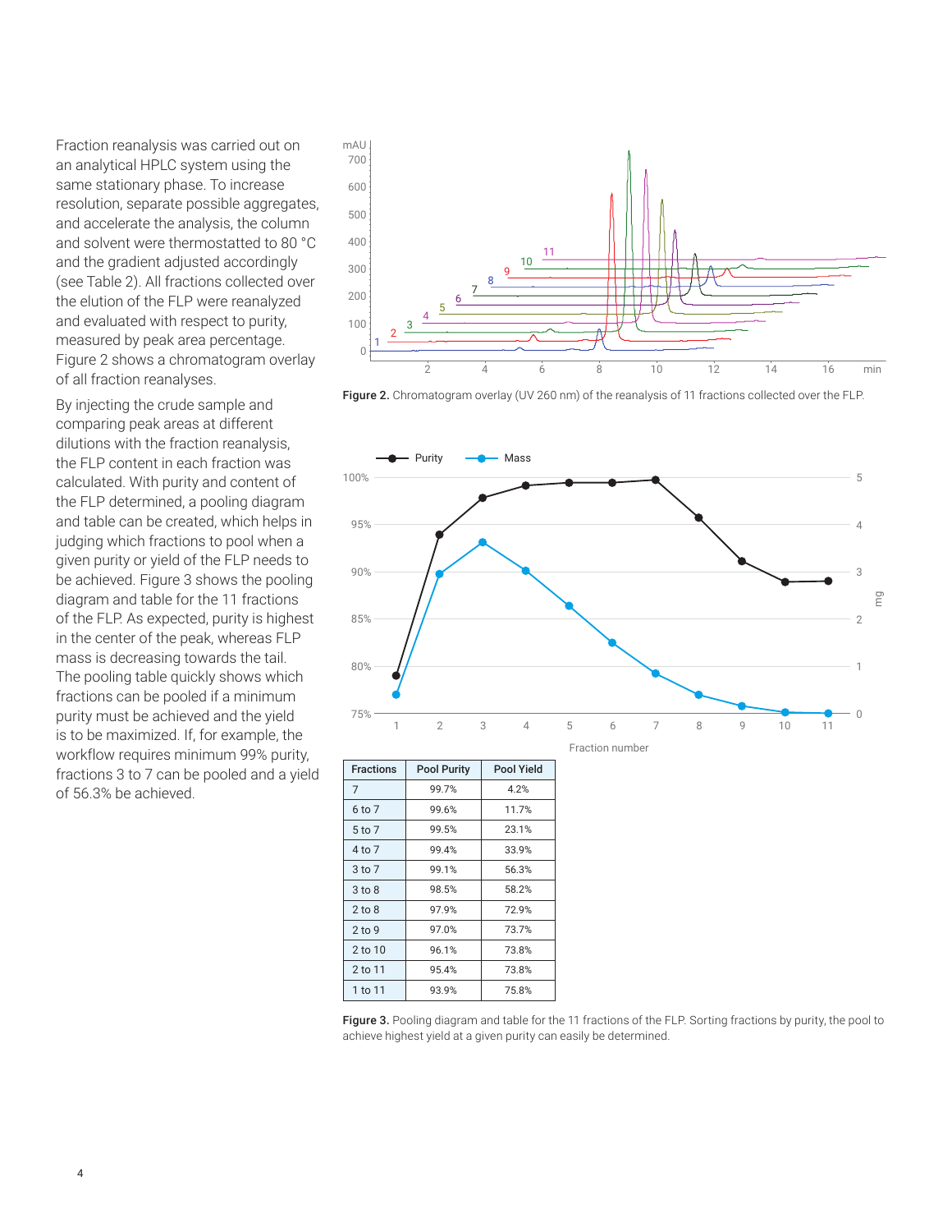Fraction reanalysis was carried out on an analytical HPLC system using the same stationary phase. To increase resolution, separate possible aggregates, and accelerate the analysis, the column and solvent were thermostatted to 80 °C and the gradient adjusted accordingly (see Table 2). All fractions collected over the elution of the FLP were reanalyzed and evaluated with respect to purity, measured by peak area percentage. Figure 2 shows a chromatogram overlay of all fraction reanalyses.

By injecting the crude sample and comparing peak areas at different dilutions with the fraction reanalysis, the FLP content in each fraction was calculated. With purity and content of the FLP determined, a pooling diagram and table can be created, which helps in judging which fractions to pool when a given purity or yield of the FLP needs to be achieved. Figure 3 shows the pooling diagram and table for the 11 fractions of the FLP. As expected, purity is highest in the center of the peak, whereas FLP mass is decreasing towards the tail. The pooling table quickly shows which fractions can be pooled if a minimum purity must be achieved and the yield is to be maximized. If, for example, the workflow requires minimum 99% purity, fractions 3 to 7 can be pooled and a yield of 56.3% be achieved.

**Figure 2.** Chromatogram overlay (UV 260 nm) of the reanalysis of 11 fractions collected over the FLP.

| Fractions | Pool Purity | Pool Yield |
|---|---|---|
| 7 | 99.7% | 4.2% |
| 6 to 7 | 99.6% | 11.7% |
| 5 to 7 | 99.5% | 23.1% |
| 4 to 7 | 99.4% | 33.9% |
| 3 to 7 | 99.1% | 56.3% |
| 3 to 8 | 98.5% | 58.2% |
| 2 to 8 | 97.9% | 72.9% |
| 2 to 9 | 97.0% | 73.7% |
| 2 to 10 | 96.1% | 73.8% |
| 2 to 11 | 95.4% | 73.8% |
| 1 to 11 | 93.9% | 75.8% |

**Figure 3.** Pooling diagram and table for the 11 fractions of the FLP. Sorting fractions by purity, the pool to achieve highest yield at a given purity can easily be determined.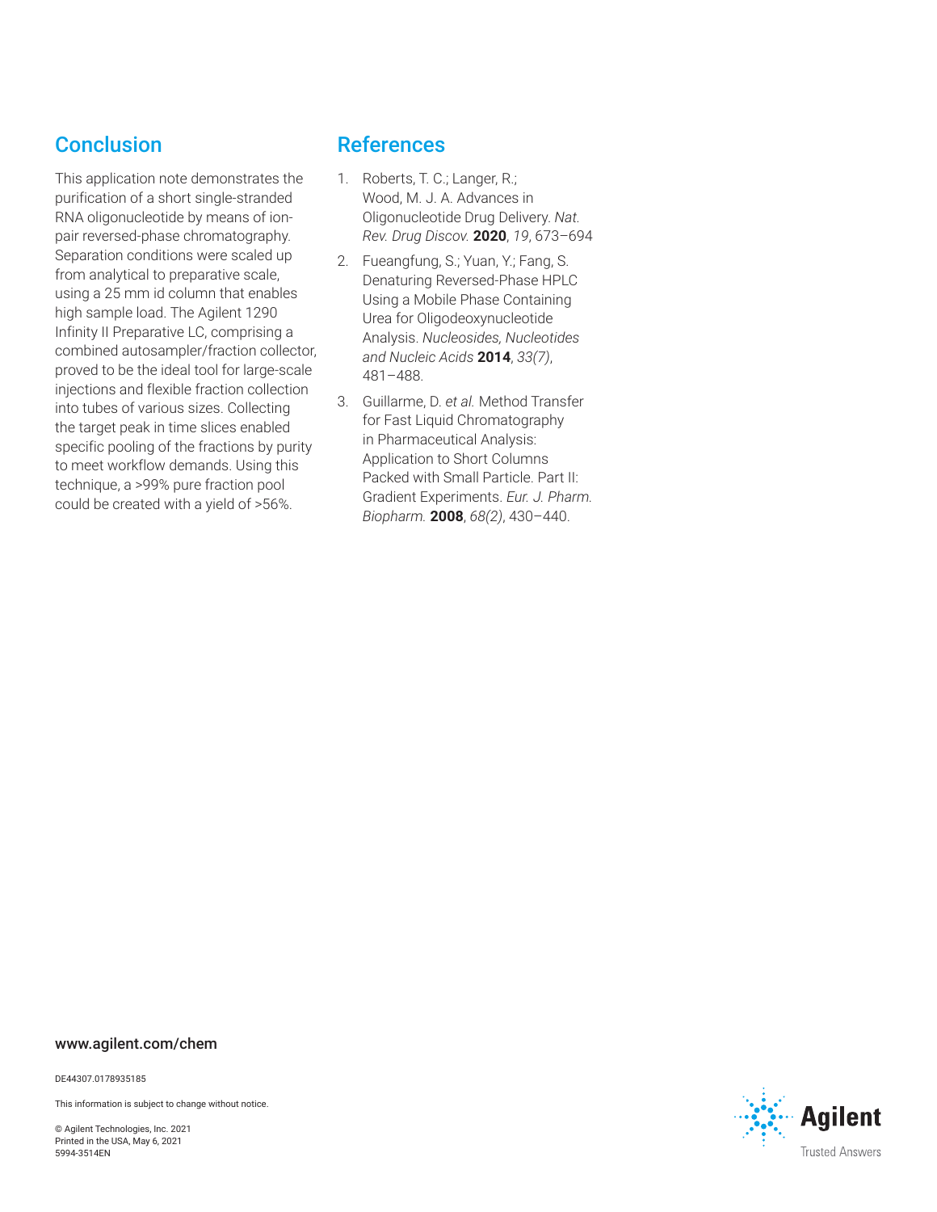## Conclusion

This application note demonstrates the purification of a short single-stranded RNA oligonucleotide by means of ion-pair reversed-phase chromatography. Separation conditions were scaled up from analytical to preparative scale, using a 25 mm id column that enables high sample load. The Agilent 1290 Infinity II Preparative LC, comprising a combined autosampler/fraction collector, proved to be the ideal tool for large-scale injections and flexible fraction collection into tubes of various sizes. Collecting the target peak in time slices enabled specific pooling of the fractions by purity to meet workflow demands. Using this technique, a >99% pure fraction pool could be created with a yield of >56%.

## References

1. Roberts, T. C.; Langer, R.; Wood, M. J. A. Advances in Oligonucleotide Drug Delivery. *Nat. Rev. Drug Discov.* **2020**, *19*, 673–694
2. Fueangfung, S.; Yuan, Y.; Fang, S. Denaturing Reversed-Phase HPLC Using a Mobile Phase Containing Urea for Oligodeoxynucleotide Analysis. *Nucleosides, Nucleotides and Nucleic Acids* **2014**, *33(7)*, 481–488.
3. Guillarme, D. *et al.* Method Transfer for Fast Liquid Chromatography in Pharmaceutical Analysis: Application to Short Columns Packed with Small Particle. Part II: Gradient Experiments. *Eur. J. Pharm. Biopharm.* **2008**, *68(2)*, 430–440.

www.agilent.com/chem

DE44307.0178935185

This information is subject to change without notice.

© Agilent Technologies, Inc. 2021
Printed in the USA, May 6, 2021
5994-3514EN

Agilent
Trusted Answers